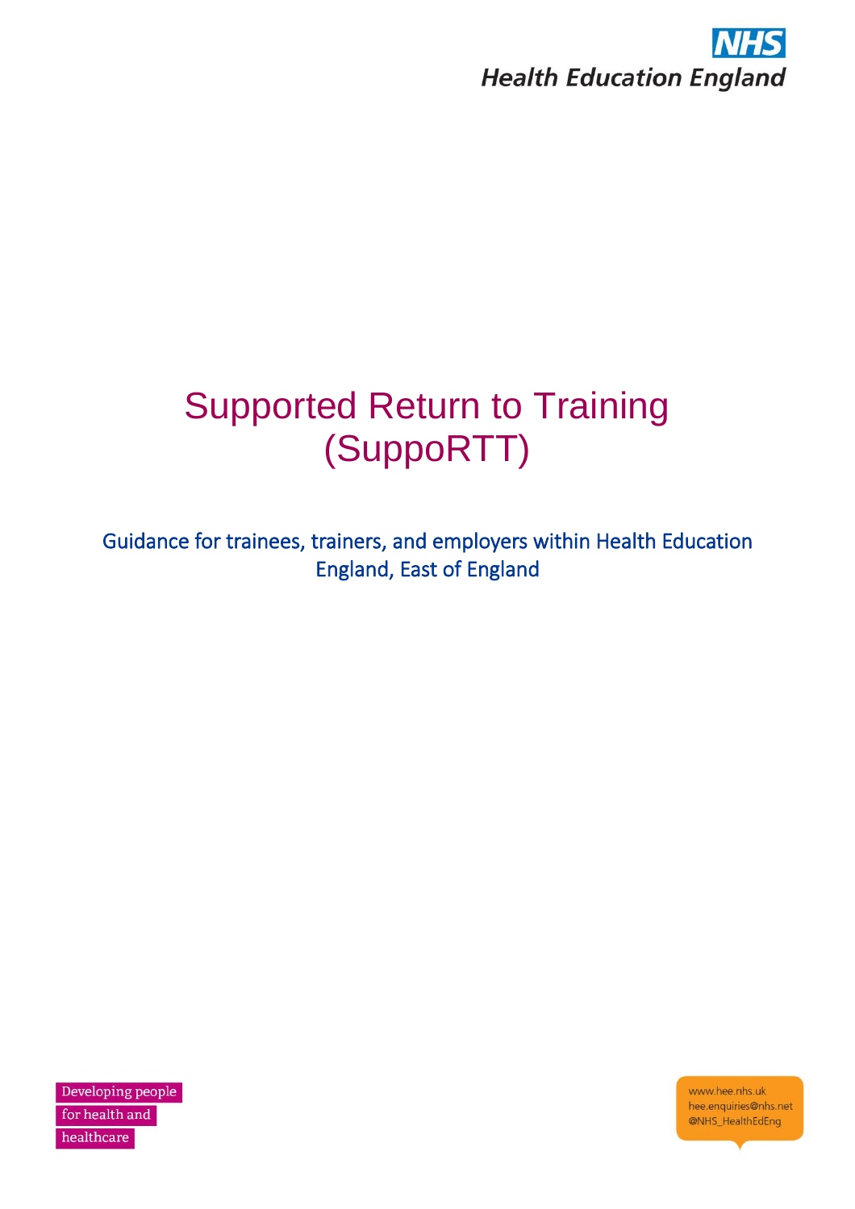NHS
Health Education England

# Supported Return to Training (SuppoRTT)

## Guidance for trainees, trainers, and employers within Health Education England, East of England

Developing people for health and healthcare

www.hee.nhs.uk
hee.enquiries@nhs.net
@NHS_HealthEdEng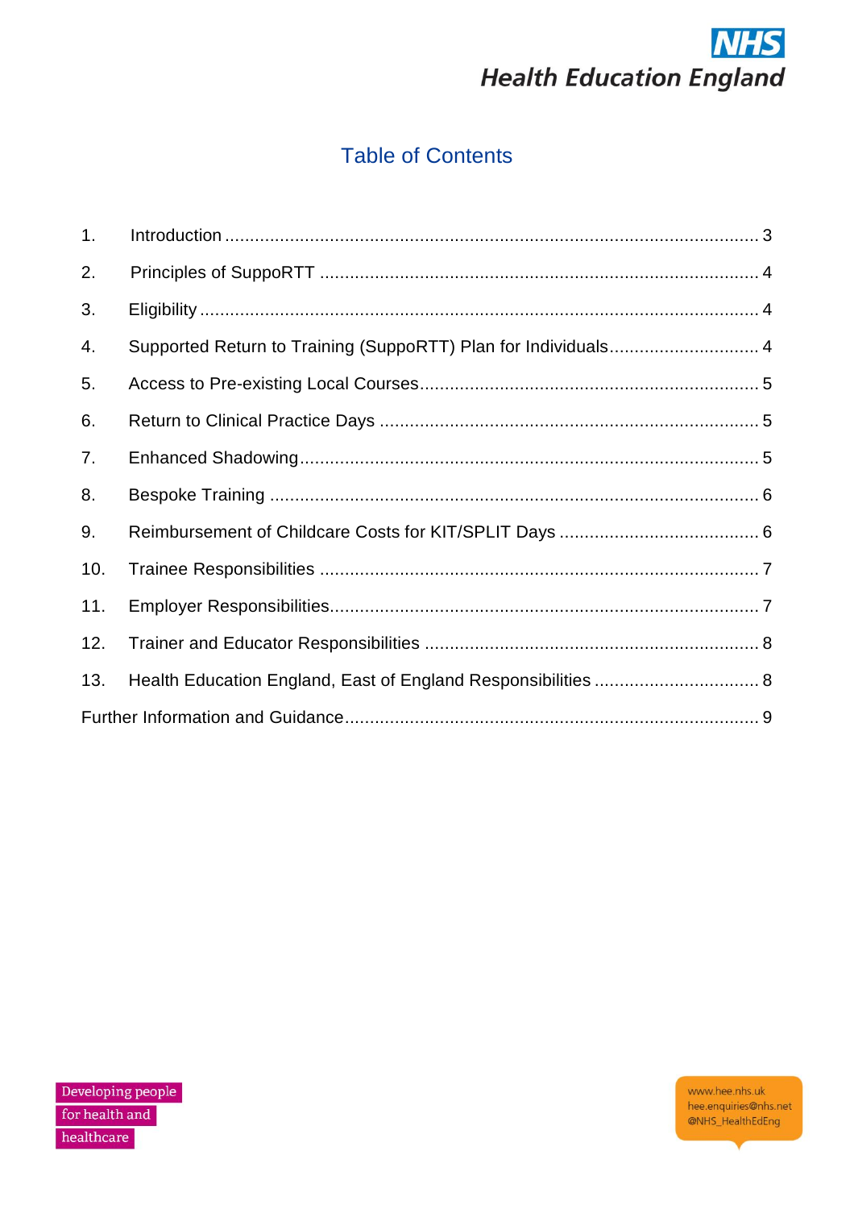# Table of Contents

1. Introduction ........................................................................................................ 3
2. Principles of SuppoRTT ...................................................................................... 4
3. Eligibility ............................................................................................................. 4
4. Supported Return to Training (SuppoRTT) Plan for Individuals............................ 4
5. Access to Pre-existing Local Courses.................................................................. 5
6. Return to Clinical Practice Days .......................................................................... 5
7. Enhanced Shadowing.......................................................................................... 5
8. Bespoke Training ................................................................................................ 6
9. Reimbursement of Childcare Costs for KIT/SPLIT Days ....................................... 6
10. Trainee Responsibilities ...................................................................................... 7
11. Employer Responsibilities.................................................................................... 7
12. Trainer and Educator Responsibilities ................................................................. 8
13. Health Education England, East of England Responsibilities ................................ 8

Further Information and Guidance................................................................................. 9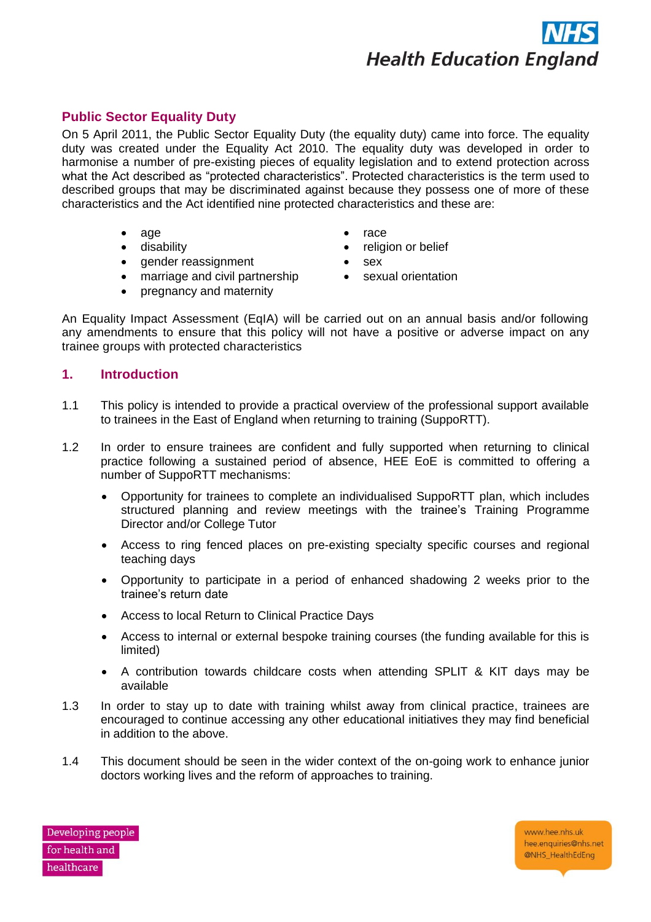## Public Sector Equality Duty

On 5 April 2011, the Public Sector Equality Duty (the equality duty) came into force. The equality duty was created under the Equality Act 2010. The equality duty was developed in order to harmonise a number of pre-existing pieces of equality legislation and to extend protection across what the Act described as "protected characteristics". Protected characteristics is the term used to described groups that may be discriminated against because they possess one of more of these characteristics and the Act identified nine protected characteristics and these are:

- age
- disability
- gender reassignment
- marriage and civil partnership
- pregnancy and maternity
- race
- religion or belief
- sex
- sexual orientation

An Equality Impact Assessment (EqIA) will be carried out on an annual basis and/or following any amendments to ensure that this policy will not have a positive or adverse impact on any trainee groups with protected characteristics

## 1. Introduction

1.1 This policy is intended to provide a practical overview of the professional support available to trainees in the East of England when returning to training (SuppoRTT).

1.2 In order to ensure trainees are confident and fully supported when returning to clinical practice following a sustained period of absence, HEE EoE is committed to offering a number of SuppoRTT mechanisms:

- Opportunity for trainees to complete an individualised SuppoRTT plan, which includes structured planning and review meetings with the trainee's Training Programme Director and/or College Tutor
- Access to ring fenced places on pre-existing specialty specific courses and regional teaching days
- Opportunity to participate in a period of enhanced shadowing 2 weeks prior to the trainee's return date
- Access to local Return to Clinical Practice Days
- Access to internal or external bespoke training courses (the funding available for this is limited)
- A contribution towards childcare costs when attending SPLIT & KIT days may be available

1.3 In order to stay up to date with training whilst away from clinical practice, trainees are encouraged to continue accessing any other educational initiatives they may find beneficial in addition to the above.

1.4 This document should be seen in the wider context of the on-going work to enhance junior doctors working lives and the reform of approaches to training.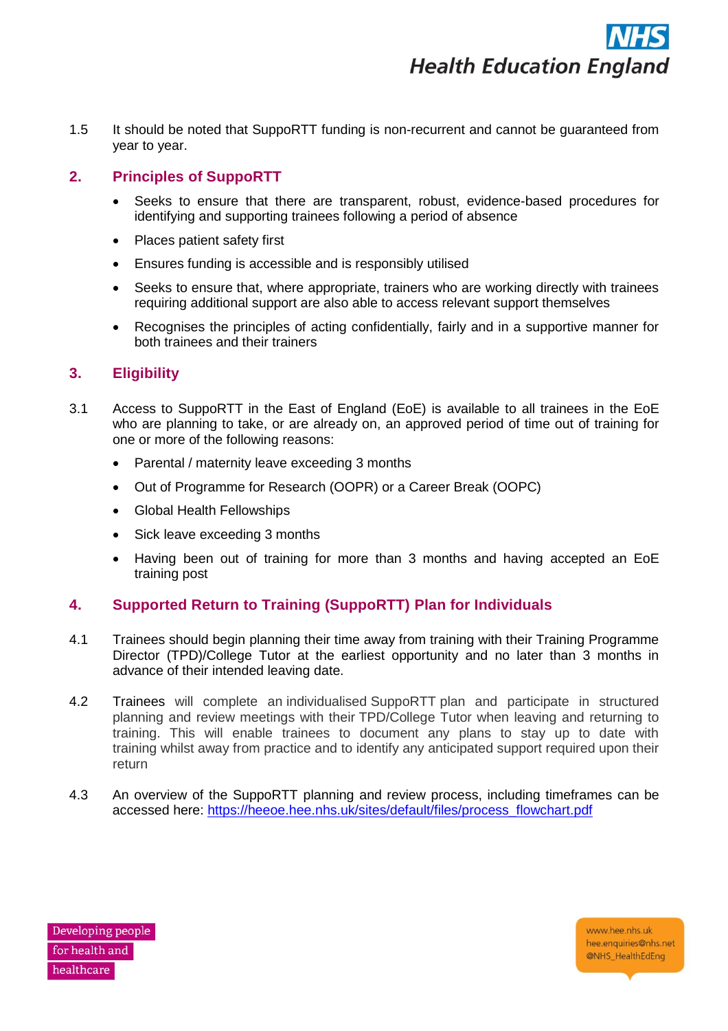1.5 It should be noted that SuppoRTT funding is non-recurrent and cannot be guaranteed from year to year.

## 2. Principles of SuppoRTT

- Seeks to ensure that there are transparent, robust, evidence-based procedures for identifying and supporting trainees following a period of absence
- Places patient safety first
- Ensures funding is accessible and is responsibly utilised
- Seeks to ensure that, where appropriate, trainers who are working directly with trainees requiring additional support are also able to access relevant support themselves
- Recognises the principles of acting confidentially, fairly and in a supportive manner for both trainees and their trainers

## 3. Eligibility

3.1 Access to SuppoRTT in the East of England (EoE) is available to all trainees in the EoE who are planning to take, or are already on, an approved period of time out of training for one or more of the following reasons:

- Parental / maternity leave exceeding 3 months
- Out of Programme for Research (OOPR) or a Career Break (OOPC)
- Global Health Fellowships
- Sick leave exceeding 3 months
- Having been out of training for more than 3 months and having accepted an EoE training post

## 4. Supported Return to Training (SuppoRTT) Plan for Individuals

4.1 Trainees should begin planning their time away from training with their Training Programme Director (TPD)/College Tutor at the earliest opportunity and no later than 3 months in advance of their intended leaving date.

4.2 Trainees will complete an individualised SuppoRTT plan and participate in structured planning and review meetings with their TPD/College Tutor when leaving and returning to training. This will enable trainees to document any plans to stay up to date with training whilst away from practice and to identify any anticipated support required upon their return

4.3 An overview of the SuppoRTT planning and review process, including timeframes can be accessed here: https://heeoe.hee.nhs.uk/sites/default/files/process_flowchart.pdf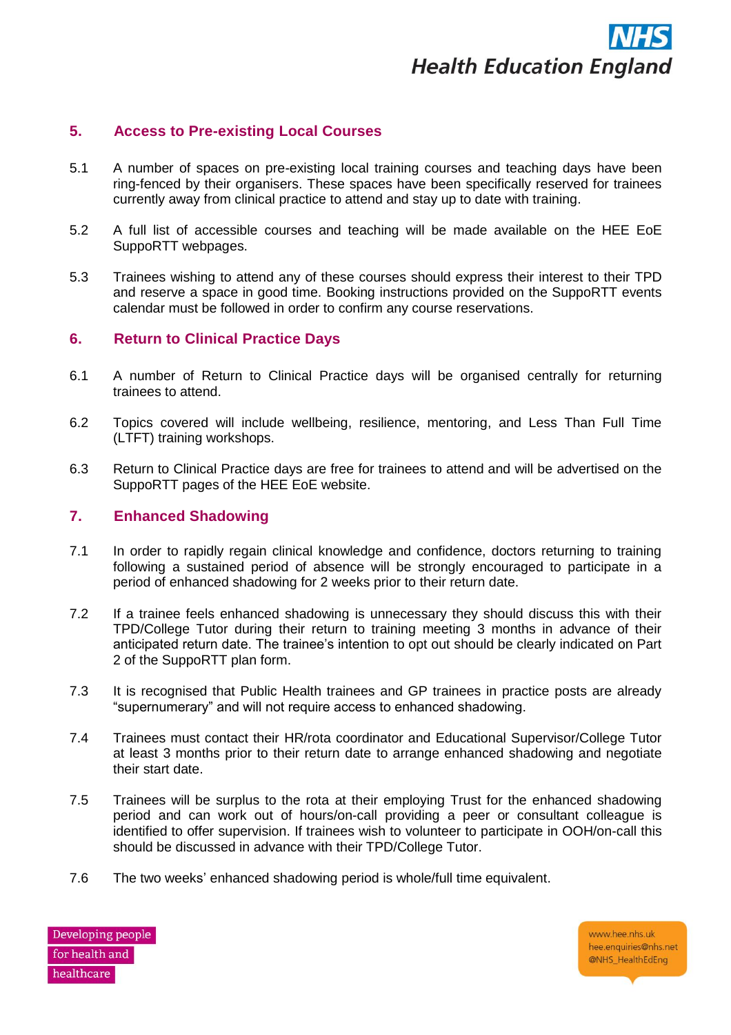## 5. Access to Pre-existing Local Courses

5.1 A number of spaces on pre-existing local training courses and teaching days have been ring-fenced by their organisers. These spaces have been specifically reserved for trainees currently away from clinical practice to attend and stay up to date with training.

5.2 A full list of accessible courses and teaching will be made available on the HEE EoE SuppoRTT webpages.

5.3 Trainees wishing to attend any of these courses should express their interest to their TPD and reserve a space in good time. Booking instructions provided on the SuppoRTT events calendar must be followed in order to confirm any course reservations.

## 6. Return to Clinical Practice Days

6.1 A number of Return to Clinical Practice days will be organised centrally for returning trainees to attend.

6.2 Topics covered will include wellbeing, resilience, mentoring, and Less Than Full Time (LTFT) training workshops.

6.3 Return to Clinical Practice days are free for trainees to attend and will be advertised on the SuppoRTT pages of the HEE EoE website.

## 7. Enhanced Shadowing

7.1 In order to rapidly regain clinical knowledge and confidence, doctors returning to training following a sustained period of absence will be strongly encouraged to participate in a period of enhanced shadowing for 2 weeks prior to their return date.

7.2 If a trainee feels enhanced shadowing is unnecessary they should discuss this with their TPD/College Tutor during their return to training meeting 3 months in advance of their anticipated return date. The trainee's intention to opt out should be clearly indicated on Part 2 of the SuppoRTT plan form.

7.3 It is recognised that Public Health trainees and GP trainees in practice posts are already "supernumerary" and will not require access to enhanced shadowing.

7.4 Trainees must contact their HR/rota coordinator and Educational Supervisor/College Tutor at least 3 months prior to their return date to arrange enhanced shadowing and negotiate their start date.

7.5 Trainees will be surplus to the rota at their employing Trust for the enhanced shadowing period and can work out of hours/on-call providing a peer or consultant colleague is identified to offer supervision. If trainees wish to volunteer to participate in OOH/on-call this should be discussed in advance with their TPD/College Tutor.

7.6 The two weeks' enhanced shadowing period is whole/full time equivalent.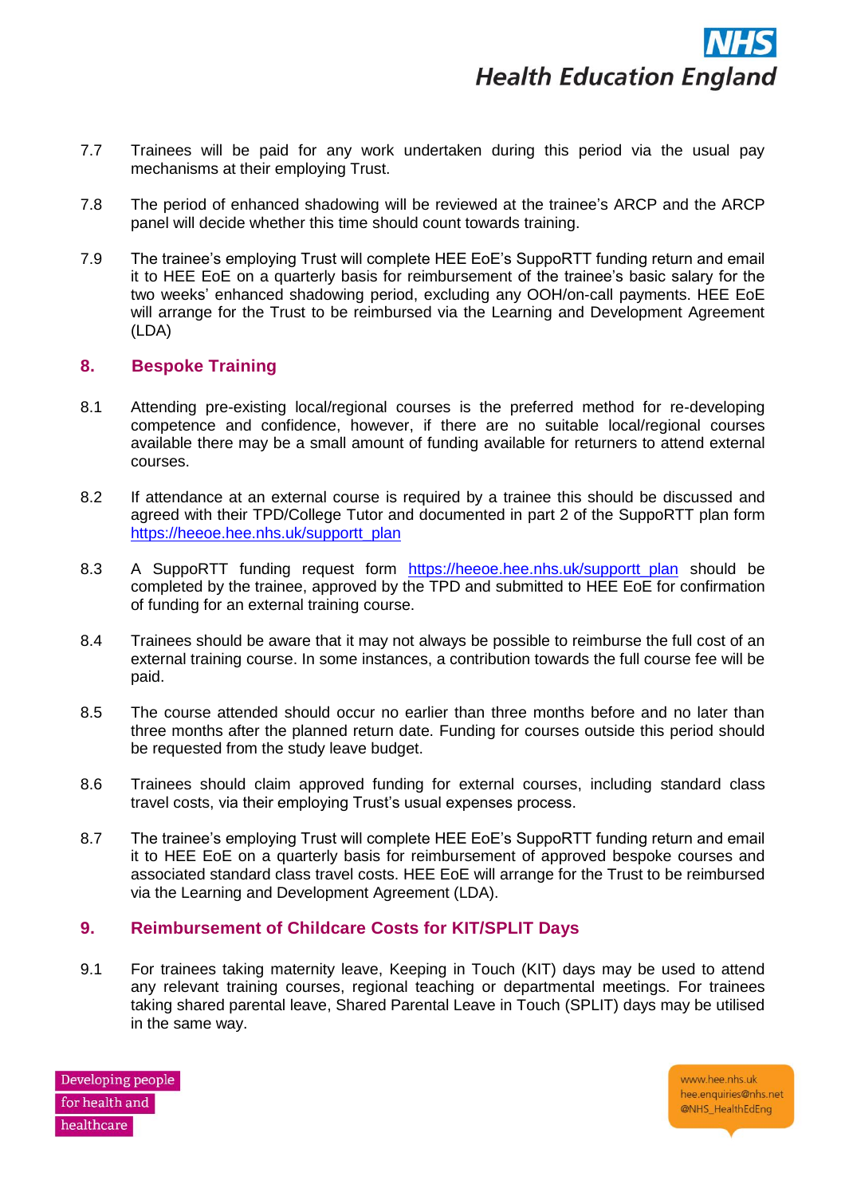7.7 Trainees will be paid for any work undertaken during this period via the usual pay mechanisms at their employing Trust.

7.8 The period of enhanced shadowing will be reviewed at the trainee's ARCP and the ARCP panel will decide whether this time should count towards training.

7.9 The trainee's employing Trust will complete HEE EoE's SuppoRTT funding return and email it to HEE EoE on a quarterly basis for reimbursement of the trainee's basic salary for the two weeks' enhanced shadowing period, excluding any OOH/on-call payments. HEE EoE will arrange for the Trust to be reimbursed via the Learning and Development Agreement (LDA)

## 8. Bespoke Training

8.1 Attending pre-existing local/regional courses is the preferred method for re-developing competence and confidence, however, if there are no suitable local/regional courses available there may be a small amount of funding available for returners to attend external courses.

8.2 If attendance at an external course is required by a trainee this should be discussed and agreed with their TPD/College Tutor and documented in part 2 of the SuppoRTT plan form https://heeoe.hee.nhs.uk/supportt_plan

8.3 A SuppoRTT funding request form https://heeoe.hee.nhs.uk/supportt_plan should be completed by the trainee, approved by the TPD and submitted to HEE EoE for confirmation of funding for an external training course.

8.4 Trainees should be aware that it may not always be possible to reimburse the full cost of an external training course. In some instances, a contribution towards the full course fee will be paid.

8.5 The course attended should occur no earlier than three months before and no later than three months after the planned return date. Funding for courses outside this period should be requested from the study leave budget.

8.6 Trainees should claim approved funding for external courses, including standard class travel costs, via their employing Trust's usual expenses process.

8.7 The trainee's employing Trust will complete HEE EoE's SuppoRTT funding return and email it to HEE EoE on a quarterly basis for reimbursement of approved bespoke courses and associated standard class travel costs. HEE EoE will arrange for the Trust to be reimbursed via the Learning and Development Agreement (LDA).

## 9. Reimbursement of Childcare Costs for KIT/SPLIT Days

9.1 For trainees taking maternity leave, Keeping in Touch (KIT) days may be used to attend any relevant training courses, regional teaching or departmental meetings. For trainees taking shared parental leave, Shared Parental Leave in Touch (SPLIT) days may be utilised in the same way.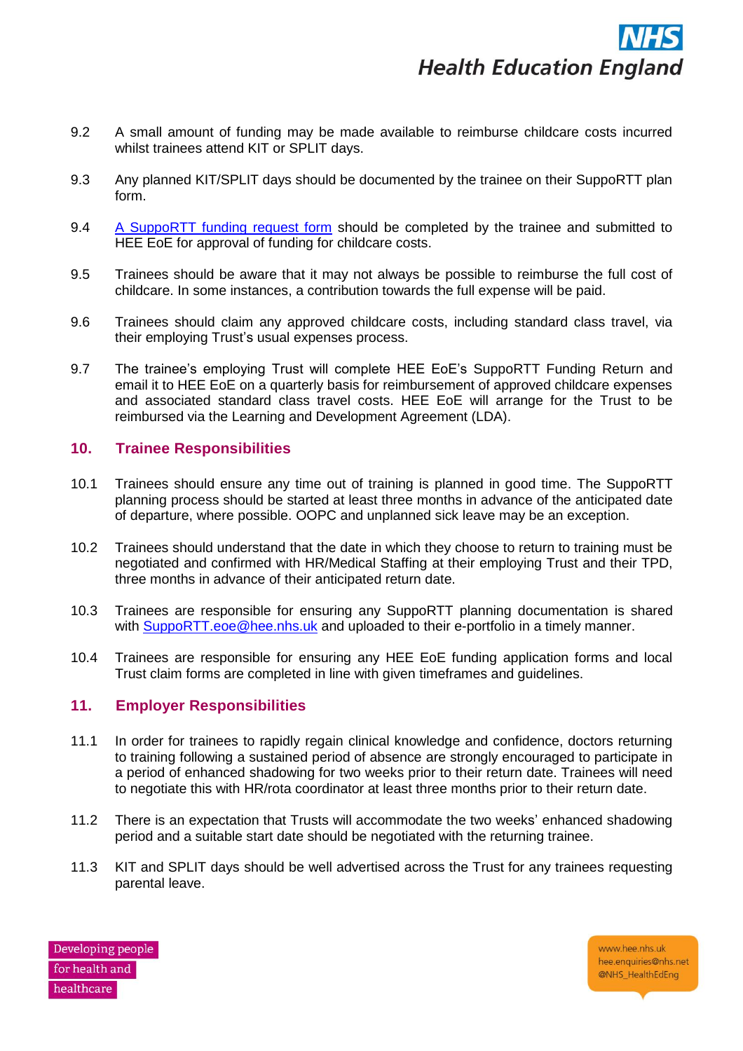9.2 A small amount of funding may be made available to reimburse childcare costs incurred whilst trainees attend KIT or SPLIT days.

9.3 Any planned KIT/SPLIT days should be documented by the trainee on their SuppoRTT plan form.

9.4 A SuppoRTT funding request form should be completed by the trainee and submitted to HEE EoE for approval of funding for childcare costs.

9.5 Trainees should be aware that it may not always be possible to reimburse the full cost of childcare. In some instances, a contribution towards the full expense will be paid.

9.6 Trainees should claim any approved childcare costs, including standard class travel, via their employing Trust's usual expenses process.

9.7 The trainee's employing Trust will complete HEE EoE's SuppoRTT Funding Return and email it to HEE EoE on a quarterly basis for reimbursement of approved childcare expenses and associated standard class travel costs. HEE EoE will arrange for the Trust to be reimbursed via the Learning and Development Agreement (LDA).

## 10. Trainee Responsibilities

10.1 Trainees should ensure any time out of training is planned in good time. The SuppoRTT planning process should be started at least three months in advance of the anticipated date of departure, where possible. OOPC and unplanned sick leave may be an exception.

10.2 Trainees should understand that the date in which they choose to return to training must be negotiated and confirmed with HR/Medical Staffing at their employing Trust and their TPD, three months in advance of their anticipated return date.

10.3 Trainees are responsible for ensuring any SuppoRTT planning documentation is shared with SuppoRTT.eoe@hee.nhs.uk and uploaded to their e-portfolio in a timely manner.

10.4 Trainees are responsible for ensuring any HEE EoE funding application forms and local Trust claim forms are completed in line with given timeframes and guidelines.

## 11. Employer Responsibilities

11.1 In order for trainees to rapidly regain clinical knowledge and confidence, doctors returning to training following a sustained period of absence are strongly encouraged to participate in a period of enhanced shadowing for two weeks prior to their return date. Trainees will need to negotiate this with HR/rota coordinator at least three months prior to their return date.

11.2 There is an expectation that Trusts will accommodate the two weeks' enhanced shadowing period and a suitable start date should be negotiated with the returning trainee.

11.3 KIT and SPLIT days should be well advertised across the Trust for any trainees requesting parental leave.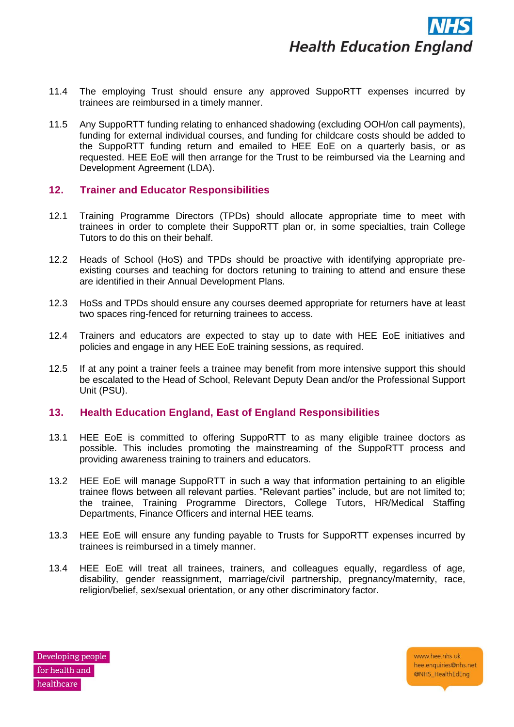11.4 The employing Trust should ensure any approved SuppoRTT expenses incurred by trainees are reimbursed in a timely manner.

11.5 Any SuppoRTT funding relating to enhanced shadowing (excluding OOH/on call payments), funding for external individual courses, and funding for childcare costs should be added to the SuppoRTT funding return and emailed to HEE EoE on a quarterly basis, or as requested. HEE EoE will then arrange for the Trust to be reimbursed via the Learning and Development Agreement (LDA).

## 12. Trainer and Educator Responsibilities

12.1 Training Programme Directors (TPDs) should allocate appropriate time to meet with trainees in order to complete their SuppoRTT plan or, in some specialties, train College Tutors to do this on their behalf.

12.2 Heads of School (HoS) and TPDs should be proactive with identifying appropriate pre-existing courses and teaching for doctors retuning to training to attend and ensure these are identified in their Annual Development Plans.

12.3 HoSs and TPDs should ensure any courses deemed appropriate for returners have at least two spaces ring-fenced for returning trainees to access.

12.4 Trainers and educators are expected to stay up to date with HEE EoE initiatives and policies and engage in any HEE EoE training sessions, as required.

12.5 If at any point a trainer feels a trainee may benefit from more intensive support this should be escalated to the Head of School, Relevant Deputy Dean and/or the Professional Support Unit (PSU).

## 13. Health Education England, East of England Responsibilities

13.1 HEE EoE is committed to offering SuppoRTT to as many eligible trainee doctors as possible. This includes promoting the mainstreaming of the SuppoRTT process and providing awareness training to trainers and educators.

13.2 HEE EoE will manage SuppoRTT in such a way that information pertaining to an eligible trainee flows between all relevant parties. "Relevant parties" include, but are not limited to; the trainee, Training Programme Directors, College Tutors, HR/Medical Staffing Departments, Finance Officers and internal HEE teams.

13.3 HEE EoE will ensure any funding payable to Trusts for SuppoRTT expenses incurred by trainees is reimbursed in a timely manner.

13.4 HEE EoE will treat all trainees, trainers, and colleagues equally, regardless of age, disability, gender reassignment, marriage/civil partnership, pregnancy/maternity, race, religion/belief, sex/sexual orientation, or any other discriminatory factor.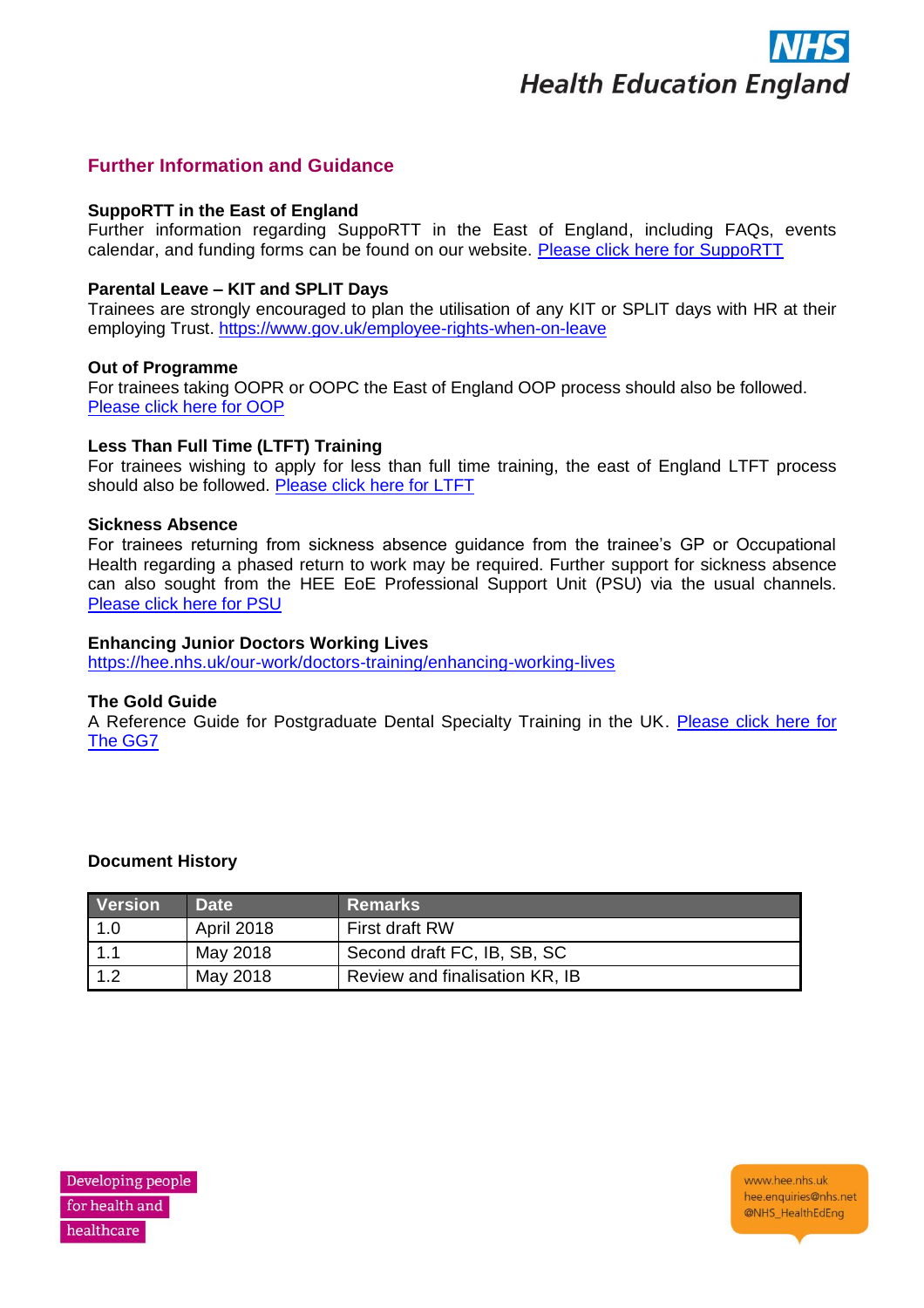## Further Information and Guidance

**SuppoRTT in the East of England**
Further information regarding SuppoRTT in the East of England, including FAQs, events calendar, and funding forms can be found on our website. Please click here for SuppoRTT

**Parental Leave – KIT and SPLIT Days**
Trainees are strongly encouraged to plan the utilisation of any KIT or SPLIT days with HR at their employing Trust. https://www.gov.uk/employee-rights-when-on-leave

**Out of Programme**
For trainees taking OOPR or OOPC the East of England OOP process should also be followed. Please click here for OOP

**Less Than Full Time (LTFT) Training**
For trainees wishing to apply for less than full time training, the east of England LTFT process should also be followed. Please click here for LTFT

**Sickness Absence**
For trainees returning from sickness absence guidance from the trainee's GP or Occupational Health regarding a phased return to work may be required. Further support for sickness absence can also sought from the HEE EoE Professional Support Unit (PSU) via the usual channels. Please click here for PSU

**Enhancing Junior Doctors Working Lives**
https://hee.nhs.uk/our-work/doctors-training/enhancing-working-lives

**The Gold Guide**
A Reference Guide for Postgraduate Dental Specialty Training in the UK. Please click here for The GG7

**Document History**

| Version | Date | Remarks |
|---|---|---|
| 1.0 | April 2018 | First draft RW |
| 1.1 | May 2018 | Second draft FC, IB, SB, SC |
| 1.2 | May 2018 | Review and finalisation KR, IB |